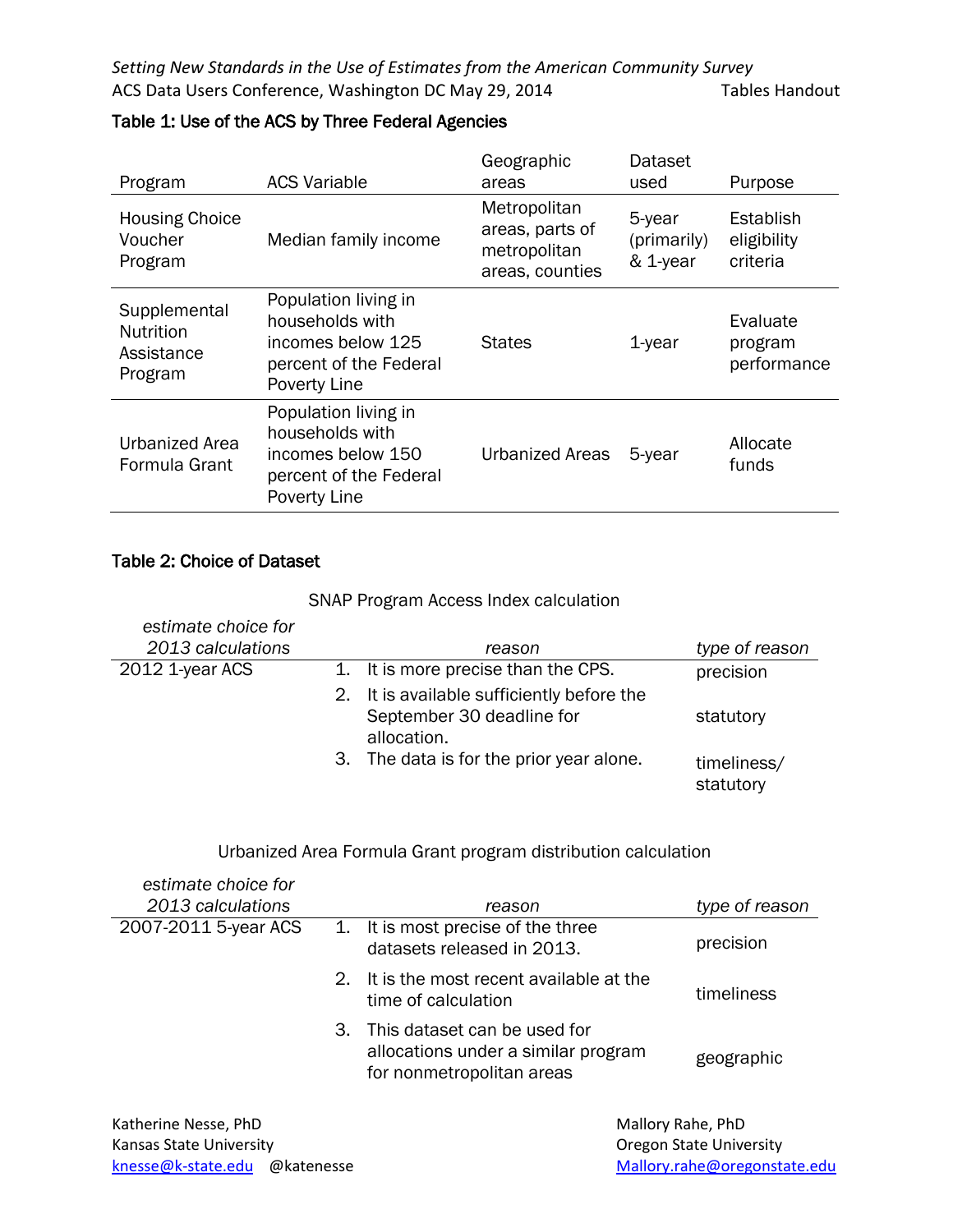*Setting New Standards in the Use of Estimates from the American Community Survey*

ACS Data Users Conference, Washington DC May 29, 2014 Tables Handout

### Table 1: Use of the ACS by Three Federal Agencies

| Program | ACS Variable | Geographic areas | Dataset used | Purpose |
|---|---|---|---|---|
| Housing Choice Voucher Program | Median family income | Metropolitan areas, parts of metropolitan areas, counties | 5-year (primarily) & 1-year | Establish eligibility criteria |
| Supplemental Nutrition Assistance Program | Population living in households with incomes below 125 percent of the Federal Poverty Line | States | 1-year | Evaluate program performance |
| Urbanized Area Formula Grant | Population living in households with incomes below 150 percent of the Federal Poverty Line | Urbanized Areas | 5-year | Allocate funds |

### Table 2: Choice of Dataset

SNAP Program Access Index calculation

| *estimate choice for 2013 calculations* | *reason* | *type of reason* |
|---|---|---|
| 2012 1-year ACS | 1. It is more precise than the CPS. | precision |
| | 2. It is available sufficiently before the September 30 deadline for allocation. | statutory |
| | 3. The data is for the prior year alone. | timeliness/ statutory |

Urbanized Area Formula Grant program distribution calculation

| *estimate choice for 2013 calculations* | *reason* | *type of reason* |
|---|---|---|
| 2007-2011 5-year ACS | 1. It is most precise of the three datasets released in 2013. | precision |
| | 2. It is the most recent available at the time of calculation | timeliness |
| | 3. This dataset can be used for allocations under a similar program for nonmetropolitan areas | geographic |

Katherine Nesse, PhD
Kansas State University
knesse@k-state.edu @katenesse

Mallory Rahe, PhD
Oregon State University
Mallory.rahe@oregonstate.edu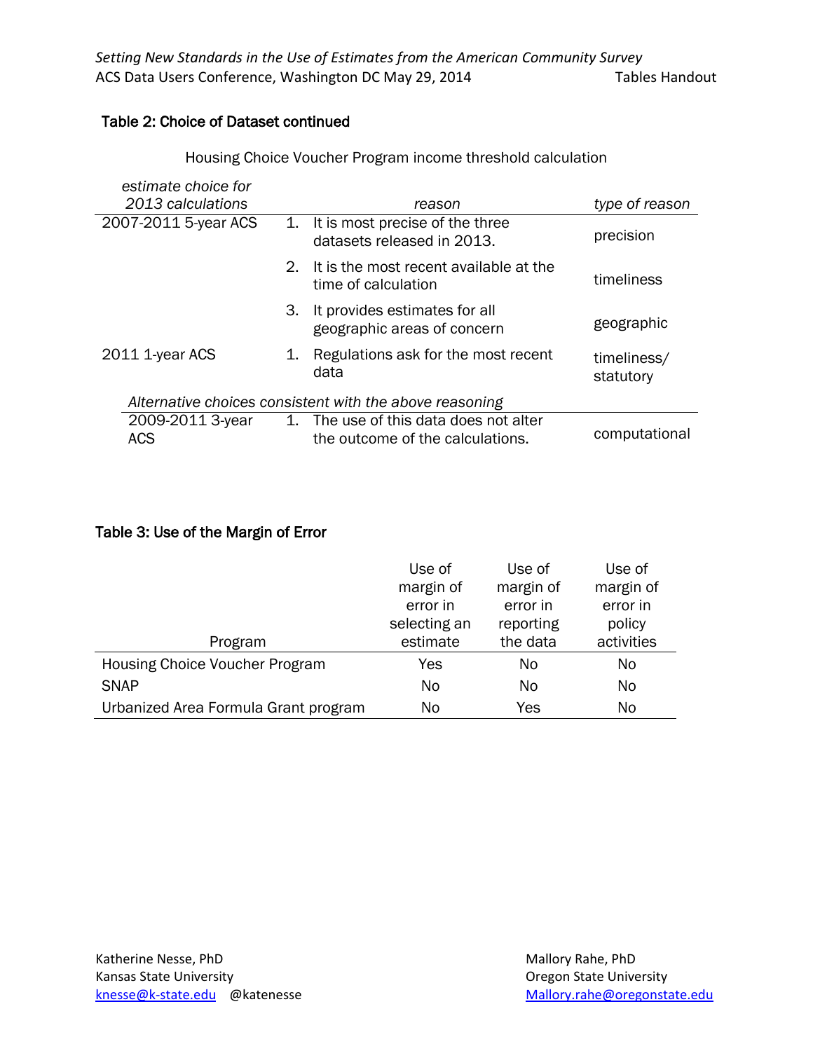### Table 2: Choice of Dataset continued

Housing Choice Voucher Program income threshold calculation

| *estimate choice for 2013 calculations* | *reason* | *type of reason* |
|---|---|---|
| 2007-2011 5-year ACS | 1. It is most precise of the three datasets released in 2013. | precision |
| | 2. It is the most recent available at the time of calculation | timeliness |
| | 3. It provides estimates for all geographic areas of concern | geographic |
| 2011 1-year ACS | 1. Regulations ask for the most recent data | timeliness/ statutory |
| *Alternative choices consistent with the above reasoning* | | |
| 2009-2011 3-year ACS | 1. The use of this data does not alter the outcome of the calculations. | computational |

### Table 3: Use of the Margin of Error

| Program | Use of margin of error in selecting an estimate | Use of margin of error in reporting the data | Use of margin of error in policy activities |
|---|---|---|---|
| Housing Choice Voucher Program | Yes | No | No |
| SNAP | No | No | No |
| Urbanized Area Formula Grant program | No | Yes | No |